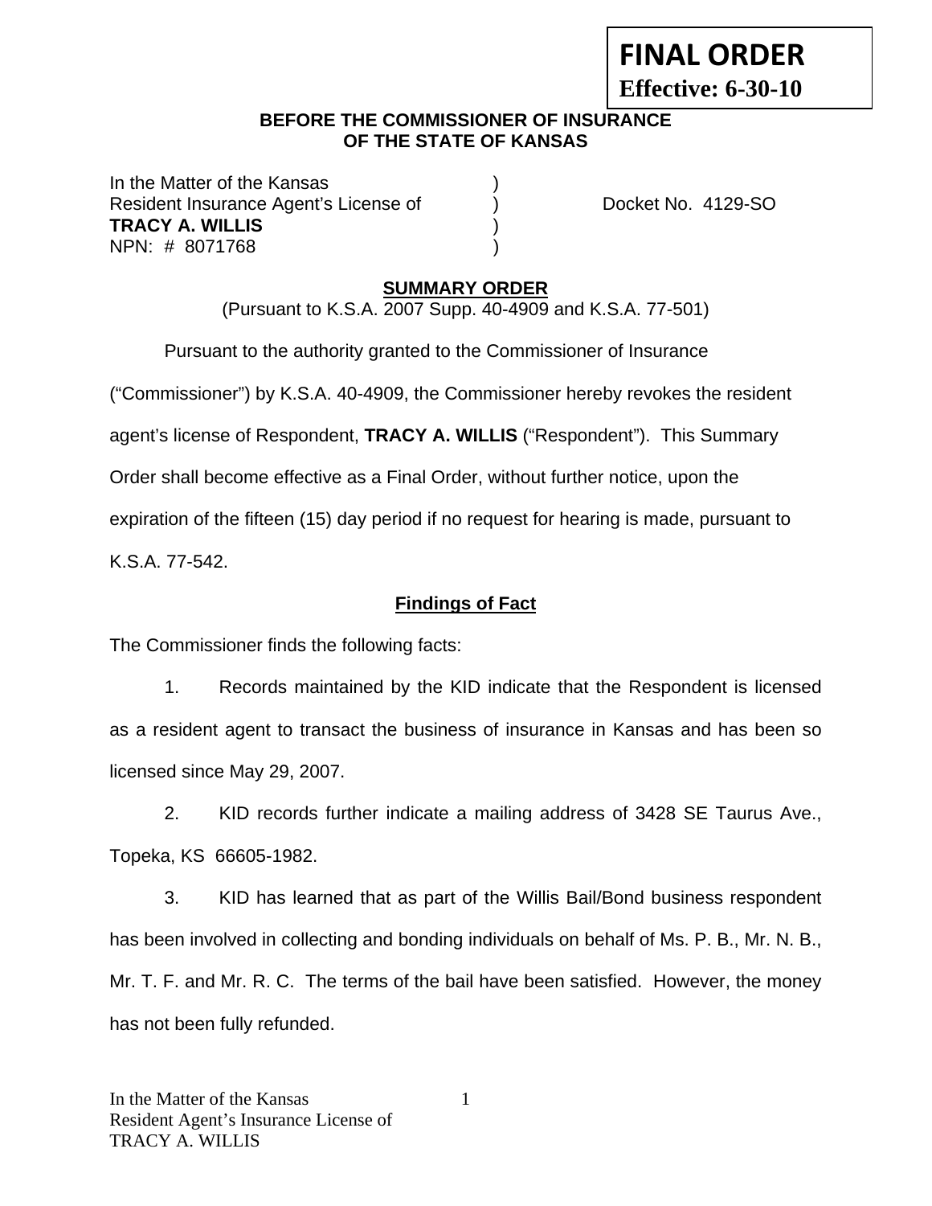**FINAL ORDER**
**Effective: 6-30-10**

**BEFORE THE COMMISSIONER OF INSURANCE**
**OF THE STATE OF KANSAS**

| | | |
|---|---|---|
| In the Matter of the Kansas | ) | |
| Resident Insurance Agent's License of | ) | Docket No. 4129-SO |
| **TRACY A. WILLIS** | ) | |
| NPN: # 8071768 | ) | |

## SUMMARY ORDER

(Pursuant to K.S.A. 2007 Supp. 40-4909 and K.S.A. 77-501)

Pursuant to the authority granted to the Commissioner of Insurance ("Commissioner") by K.S.A. 40-4909, the Commissioner hereby revokes the resident agent's license of Respondent, **TRACY A. WILLIS** ("Respondent"). This Summary Order shall become effective as a Final Order, without further notice, upon the expiration of the fifteen (15) day period if no request for hearing is made, pursuant to K.S.A. 77-542.

### Findings of Fact

The Commissioner finds the following facts:

1. Records maintained by the KID indicate that the Respondent is licensed as a resident agent to transact the business of insurance in Kansas and has been so licensed since May 29, 2007.

2. KID records further indicate a mailing address of 3428 SE Taurus Ave., Topeka, KS 66605-1982.

3. KID has learned that as part of the Willis Bail/Bond business respondent has been involved in collecting and bonding individuals on behalf of Ms. P. B., Mr. N. B., Mr. T. F. and Mr. R. C. The terms of the bail have been satisfied. However, the money has not been fully refunded.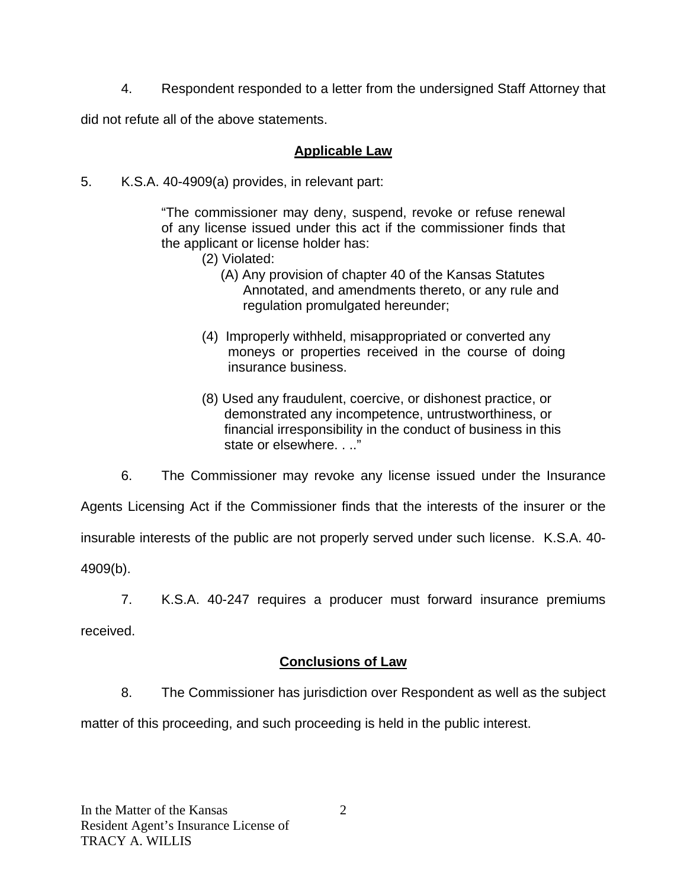4. Respondent responded to a letter from the undersigned Staff Attorney that did not refute all of the above statements.

## Applicable Law

5. K.S.A. 40-4909(a) provides, in relevant part:

> "The commissioner may deny, suspend, revoke or refuse renewal of any license issued under this act if the commissioner finds that the applicant or license holder has:
>
> (2) Violated:
>
> (A) Any provision of chapter 40 of the Kansas Statutes Annotated, and amendments thereto, or any rule and regulation promulgated hereunder;
>
> (4) Improperly withheld, misappropriated or converted any moneys or properties received in the course of doing insurance business.
>
> (8) Used any fraudulent, coercive, or dishonest practice, or demonstrated any incompetence, untrustworthiness, or financial irresponsibility in the conduct of business in this state or elsewhere. . .."

6. The Commissioner may revoke any license issued under the Insurance Agents Licensing Act if the Commissioner finds that the interests of the insurer or the insurable interests of the public are not properly served under such license. K.S.A. 40-4909(b).

7. K.S.A. 40-247 requires a producer must forward insurance premiums received.

## Conclusions of Law

8. The Commissioner has jurisdiction over Respondent as well as the subject matter of this proceeding, and such proceeding is held in the public interest.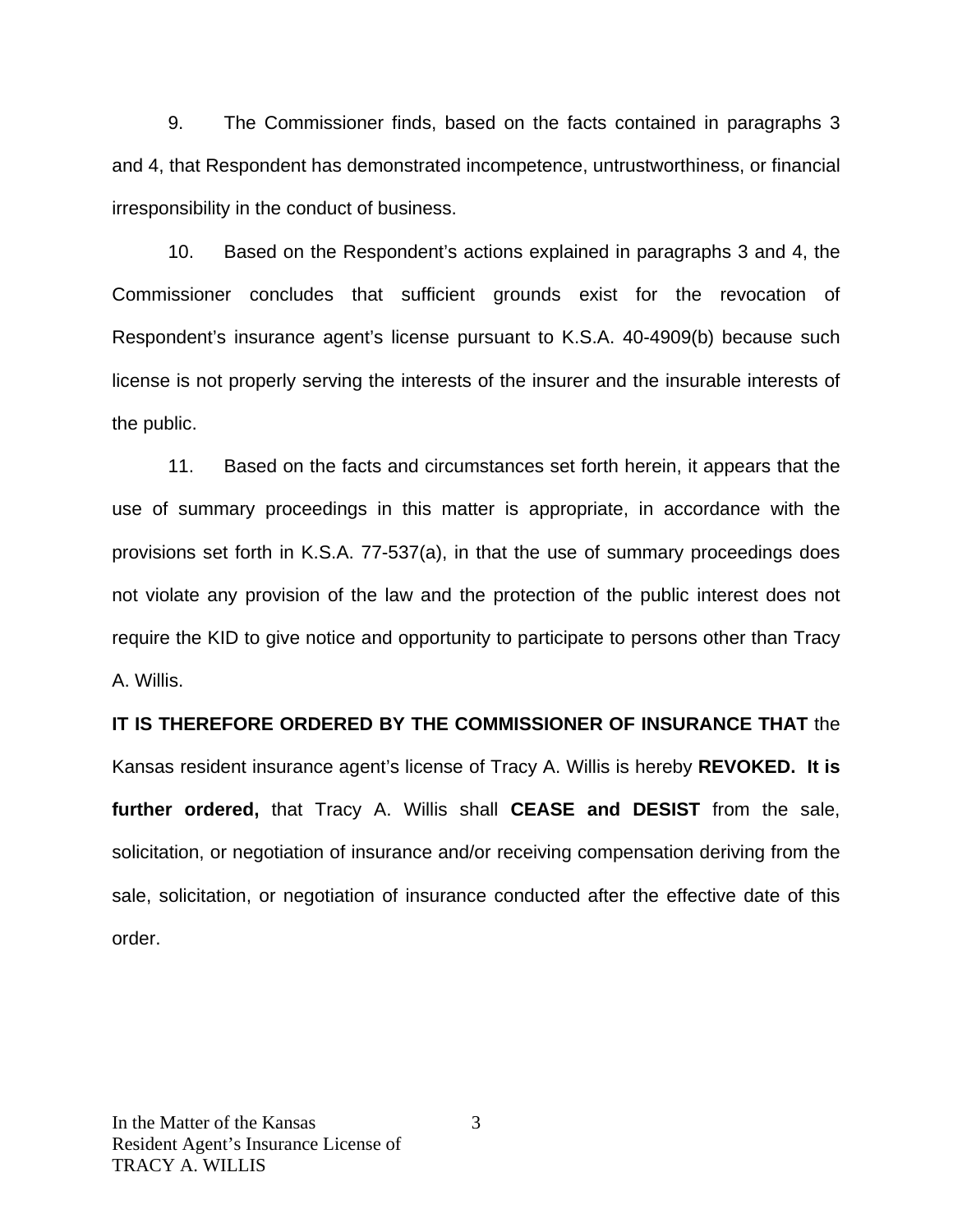9. The Commissioner finds, based on the facts contained in paragraphs 3 and 4, that Respondent has demonstrated incompetence, untrustworthiness, or financial irresponsibility in the conduct of business.

10. Based on the Respondent's actions explained in paragraphs 3 and 4, the Commissioner concludes that sufficient grounds exist for the revocation of Respondent's insurance agent's license pursuant to K.S.A. 40-4909(b) because such license is not properly serving the interests of the insurer and the insurable interests of the public.

11. Based on the facts and circumstances set forth herein, it appears that the use of summary proceedings in this matter is appropriate, in accordance with the provisions set forth in K.S.A. 77-537(a), in that the use of summary proceedings does not violate any provision of the law and the protection of the public interest does not require the KID to give notice and opportunity to participate to persons other than Tracy A. Willis.

**IT IS THEREFORE ORDERED BY THE COMMISSIONER OF INSURANCE THAT** the Kansas resident insurance agent's license of Tracy A. Willis is hereby **REVOKED. It is further ordered,** that Tracy A. Willis shall **CEASE and DESIST** from the sale, solicitation, or negotiation of insurance and/or receiving compensation deriving from the sale, solicitation, or negotiation of insurance conducted after the effective date of this order.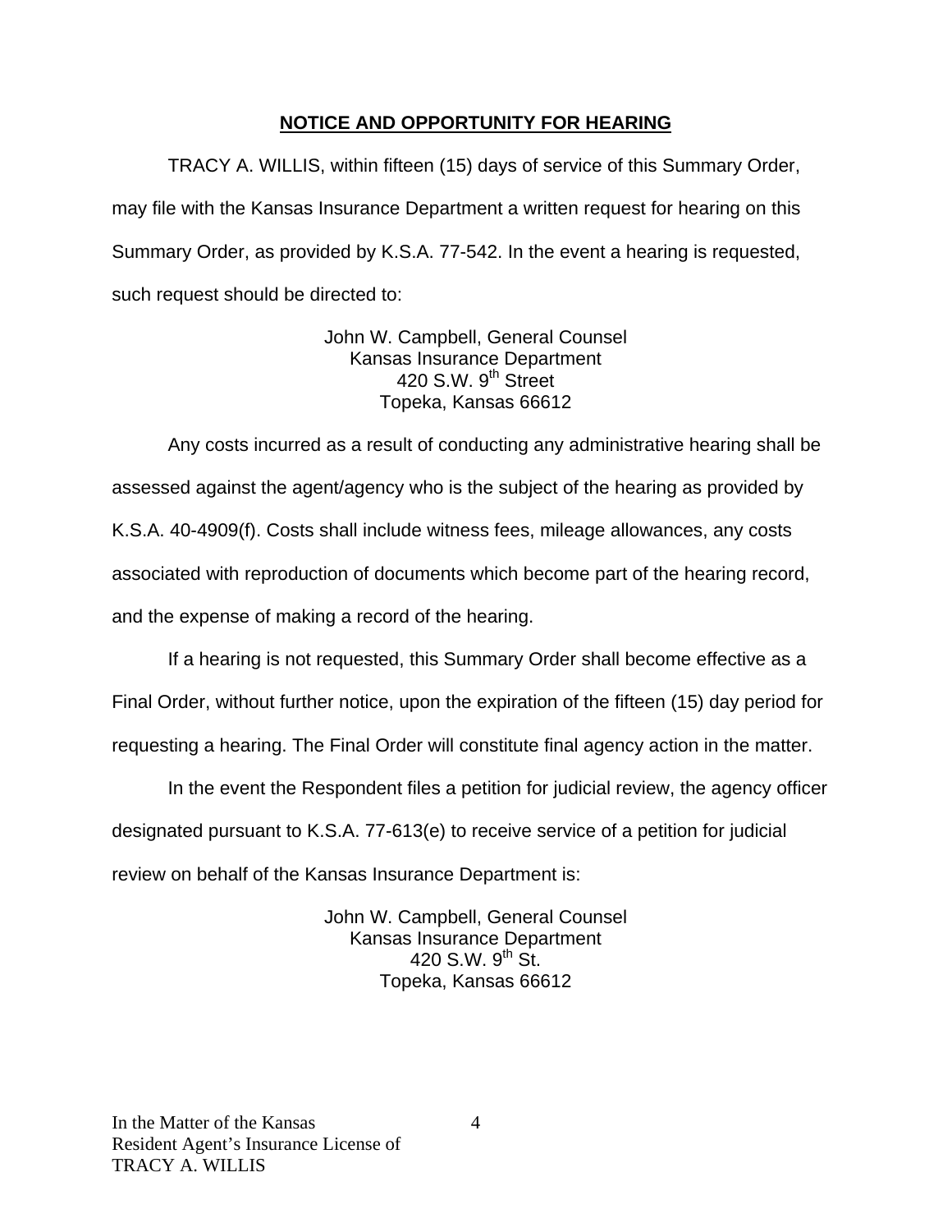## NOTICE AND OPPORTUNITY FOR HEARING

TRACY A. WILLIS, within fifteen (15) days of service of this Summary Order, may file with the Kansas Insurance Department a written request for hearing on this Summary Order, as provided by K.S.A. 77-542. In the event a hearing is requested, such request should be directed to:

John W. Campbell, General Counsel
Kansas Insurance Department
420 S.W. 9th Street
Topeka, Kansas 66612

Any costs incurred as a result of conducting any administrative hearing shall be assessed against the agent/agency who is the subject of the hearing as provided by K.S.A. 40-4909(f). Costs shall include witness fees, mileage allowances, any costs associated with reproduction of documents which become part of the hearing record, and the expense of making a record of the hearing.

If a hearing is not requested, this Summary Order shall become effective as a Final Order, without further notice, upon the expiration of the fifteen (15) day period for requesting a hearing. The Final Order will constitute final agency action in the matter.

In the event the Respondent files a petition for judicial review, the agency officer designated pursuant to K.S.A. 77-613(e) to receive service of a petition for judicial review on behalf of the Kansas Insurance Department is:

John W. Campbell, General Counsel
Kansas Insurance Department
420 S.W. 9th St.
Topeka, Kansas 66612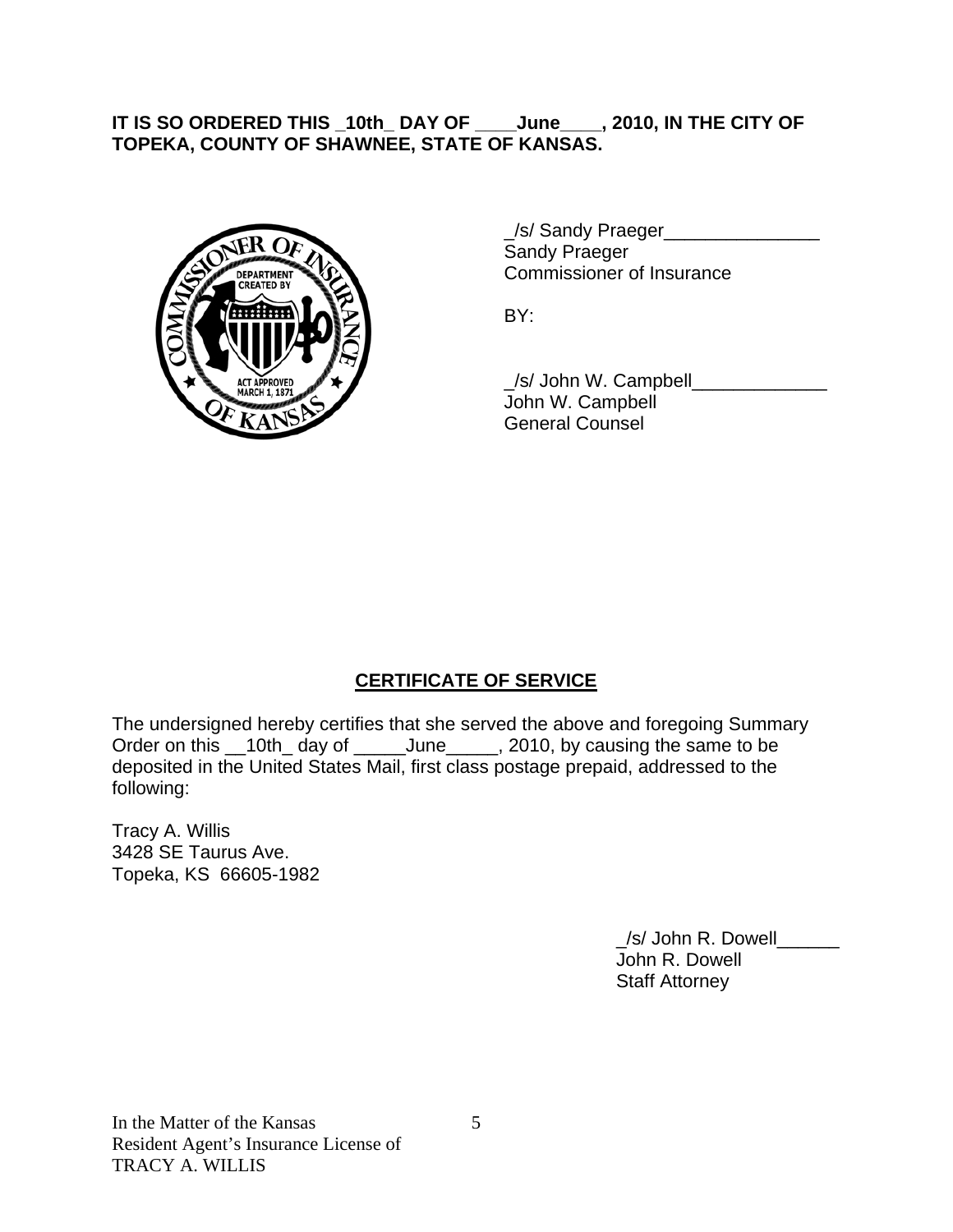**IT IS SO ORDERED THIS _10th_ DAY OF ____June____, 2010, IN THE CITY OF TOPEKA, COUNTY OF SHAWNEE, STATE OF KANSAS.**

_/s/ Sandy Praeger_______________
Sandy Praeger
Commissioner of Insurance

BY:

_/s/ John W. Campbell_____________
John W. Campbell
General Counsel

## CERTIFICATE OF SERVICE

The undersigned hereby certifies that she served the above and foregoing Summary Order on this __10th_ day of _____June_____, 2010, by causing the same to be deposited in the United States Mail, first class postage prepaid, addressed to the following:

Tracy A. Willis
3428 SE Taurus Ave.
Topeka, KS 66605-1982

_/s/ John R. Dowell______
John R. Dowell
Staff Attorney